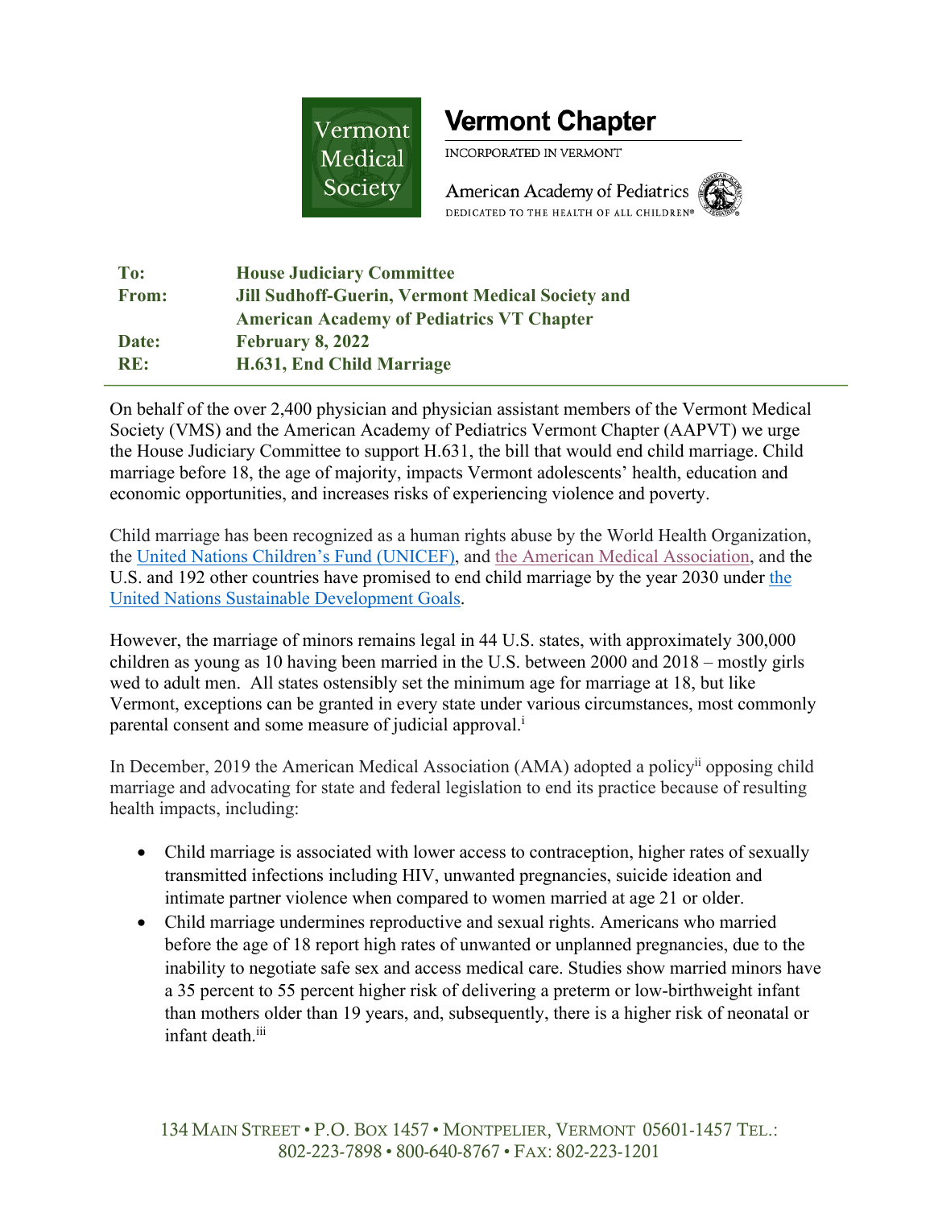Vermont Medical Society

**Vermont Chapter**

INCORPORATED IN VERMONT

American Academy of Pediatrics

DEDICATED TO THE HEALTH OF ALL CHILDREN®

| | |
|---|---|
| **To:** | **House Judiciary Committee** |
| **From:** | **Jill Sudhoff-Guerin, Vermont Medical Society and American Academy of Pediatrics VT Chapter** |
| **Date:** | **February 8, 2022** |
| **RE:** | **H.631, End Child Marriage** |

On behalf of the over 2,400 physician and physician assistant members of the Vermont Medical Society (VMS) and the American Academy of Pediatrics Vermont Chapter (AAPVT) we urge the House Judiciary Committee to support H.631, the bill that would end child marriage. Child marriage before 18, the age of majority, impacts Vermont adolescents' health, education and economic opportunities, and increases risks of experiencing violence and poverty.

Child marriage has been recognized as a human rights abuse by the World Health Organization, the United Nations Children's Fund (UNICEF), and the American Medical Association, and the U.S. and 192 other countries have promised to end child marriage by the year 2030 under the United Nations Sustainable Development Goals.

However, the marriage of minors remains legal in 44 U.S. states, with approximately 300,000 children as young as 10 having been married in the U.S. between 2000 and 2018 – mostly girls wed to adult men. All states ostensibly set the minimum age for marriage at 18, but like Vermont, exceptions can be granted in every state under various circumstances, most commonly parental consent and some measure of judicial approval.[i]

In December, 2019 the American Medical Association (AMA) adopted a policy[ii] opposing child marriage and advocating for state and federal legislation to end its practice because of resulting health impacts, including:

- Child marriage is associated with lower access to contraception, higher rates of sexually transmitted infections including HIV, unwanted pregnancies, suicide ideation and intimate partner violence when compared to women married at age 21 or older.
- Child marriage undermines reproductive and sexual rights. Americans who married before the age of 18 report high rates of unwanted or unplanned pregnancies, due to the inability to negotiate safe sex and access medical care. Studies show married minors have a 35 percent to 55 percent higher risk of delivering a preterm or low-birthweight infant than mothers older than 19 years, and, subsequently, there is a higher risk of neonatal or infant death.[iii]

134 Main Street • P.O. Box 1457 • Montpelier, Vermont 05601-1457 Tel.: 802-223-7898 • 800-640-8767 • Fax: 802-223-1201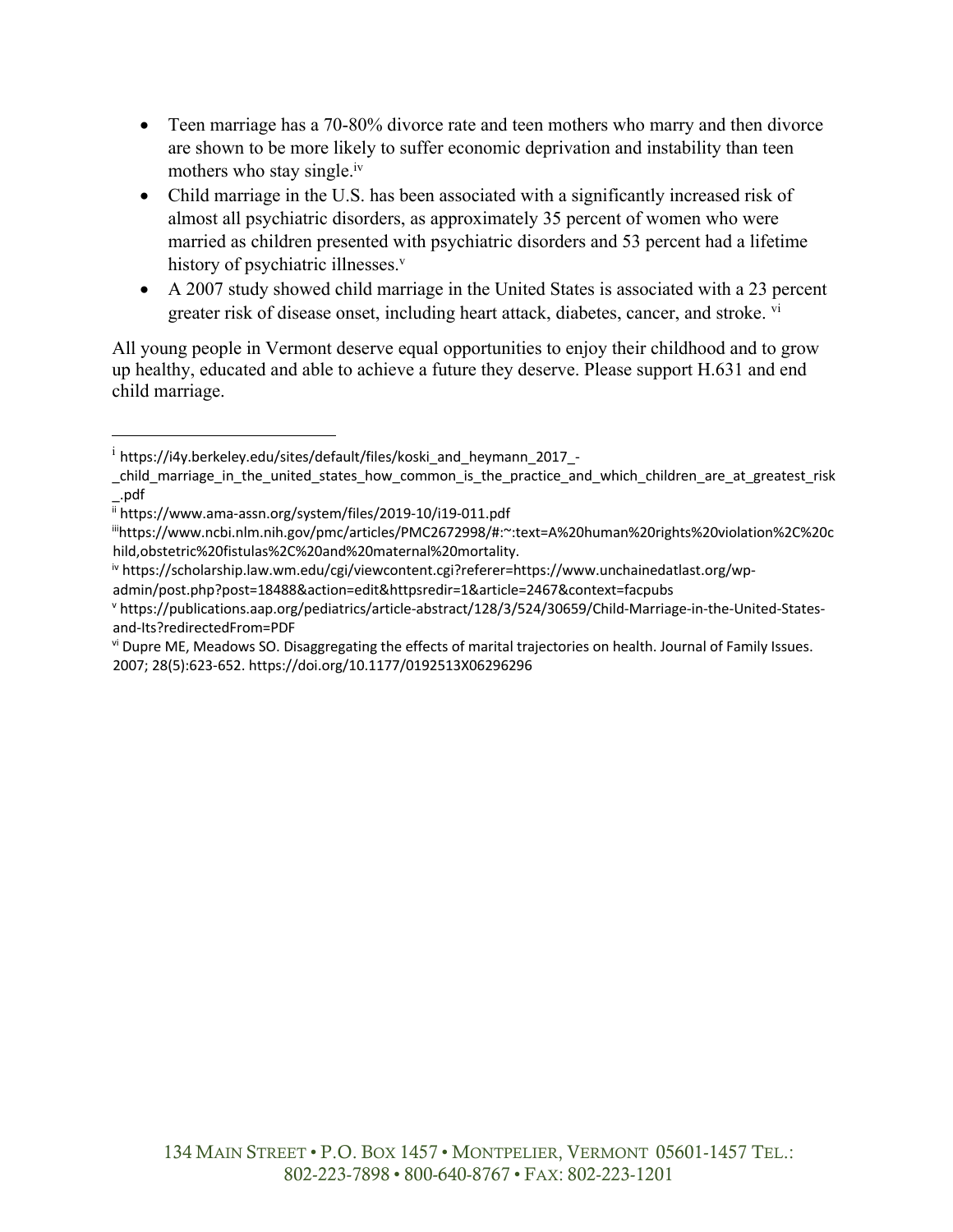- Teen marriage has a 70-80% divorce rate and teen mothers who marry and then divorce are shown to be more likely to suffer economic deprivation and instability than teen mothers who stay single.[iv]
- Child marriage in the U.S. has been associated with a significantly increased risk of almost all psychiatric disorders, as approximately 35 percent of women who were married as children presented with psychiatric disorders and 53 percent had a lifetime history of psychiatric illnesses.[v]
- A 2007 study showed child marriage in the United States is associated with a 23 percent greater risk of disease onset, including heart attack, diabetes, cancer, and stroke. [vi]

All young people in Vermont deserve equal opportunities to enjoy their childhood and to grow up healthy, educated and able to achieve a future they deserve. Please support H.631 and end child marriage.

---

[i] https://i4y.berkeley.edu/sites/default/files/koski_and_heymann_2017_-_child_marriage_in_the_united_states_how_common_is_the_practice_and_which_children_are_at_greatest_risk_.pdf

[ii] https://www.ama-assn.org/system/files/2019-10/i19-011.pdf

[iii] https://www.ncbi.nlm.nih.gov/pmc/articles/PMC2672998/#:~:text=A%20human%20rights%20violation%2C%20child,obstetric%20fistulas%2C%20and%20maternal%20mortality.

[iv] https://scholarship.law.wm.edu/cgi/viewcontent.cgi?referer=https://www.unchainedatlast.org/wp-admin/post.php?post=18488&action=edit&httpsredir=1&article=2467&context=facpubs

[v] https://publications.aap.org/pediatrics/article-abstract/128/3/524/30659/Child-Marriage-in-the-United-States-and-Its?redirectedFrom=PDF

[vi] Dupre ME, Meadows SO. Disaggregating the effects of marital trajectories on health. Journal of Family Issues. 2007; 28(5):623-652. https://doi.org/10.1177/0192513X06296296

134 MAIN STREET • P.O. BOX 1457 • MONTPELIER, VERMONT 05601-1457 TEL.: 802-223-7898 • 800-640-8767 • FAX: 802-223-1201